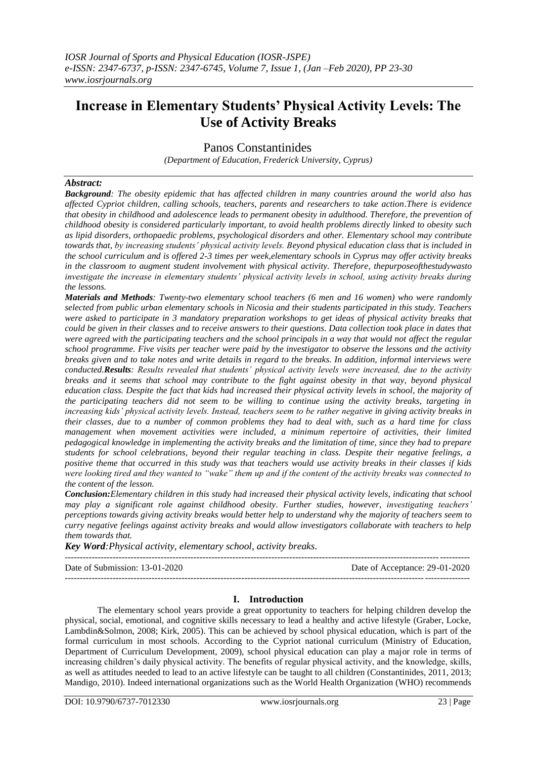# Increase in Elementary Students' Physical Activity Levels: The Use of Activity Breaks

Panos Constantinides

*(Department of Education, Frederick University, Cyprus)*

***Abstract:***

***Background****: The obesity epidemic that has affected children in many countries around the world also has affected Cypriot children, calling schools, teachers, parents and researchers to take action.There is evidence that obesity in childhood and adolescence leads to permanent obesity in adulthood. Therefore, the prevention of childhood obesity is considered particularly important, to avoid health problems directly linked to obesity such as lipid disorders, orthopaedic problems, psychological disorders and other. Elementary school may contribute towards that, by increasing students' physical activity levels. Beyond physical education class that is included in the school curriculum and is offered 2-3 times per week,elementary schools in Cyprus may offer activity breaks in the classroom to augment student involvement with physical activity. Therefore, thepurposeofthestudywasto investigate the increase in elementary students' physical activity levels in school, using activity breaks during the lessons.*

***Materials and Methods****: Twenty-two elementary school teachers (6 men and 16 women) who were randomly selected from public urban elementary schools in Nicosia and their students participated in this study. Teachers were asked to participate in 3 mandatory preparation workshops to get ideas of physical activity breaks that could be given in their classes and to receive answers to their questions. Data collection took place in dates that were agreed with the participating teachers and the school principals in a way that would not affect the regular school programme. Five visits per teacher were paid by the investigator to observe the lessons and the activity breaks given and to take notes and write details in regard to the breaks. In addition, informal interviews were conducted.****Results****: Results revealed that students' physical activity levels were increased, due to the activity breaks and it seems that school may contribute to the fight against obesity in that way, beyond physical education class. Despite the fact that kids had increased their physical activity levels in school, the majority of the participating teachers did not seem to be willing to continue using the activity breaks, targeting in increasing kids' physical activity levels. Instead, teachers seem to be rather negative in giving activity breaks in their classes, due to a number of common problems they had to deal with, such as a hard time for class management when movement activities were included, a minimum repertoire of activities, their limited pedagogical knowledge in implementing the activity breaks and the limitation of time, since they had to prepare students for school celebrations, beyond their regular teaching in class. Despite their negative feelings, a positive theme that occurred in this study was that teachers would use activity breaks in their classes if kids were looking tired and they wanted to "wake" them up and if the content of the activity breaks was connected to the content of the lesson.*

***Conclusion:****Elementary children in this study had increased their physical activity levels, indicating that school may play a significant role against childhood obesity. Further studies, however, investigating teachers' perceptions towards giving activity breaks would better help to understand why the majority of teachers seem to curry negative feelings against activity breaks and would allow investigators collaborate with teachers to help them towards that.*

***Key Word****:Physical activity, elementary school, activity breaks.*

---

Date of Submission: 13-01-2020 Date of Acceptance: 29-01-2020

---

## I. Introduction

The elementary school years provide a great opportunity to teachers for helping children develop the physical, social, emotional, and cognitive skills necessary to lead a healthy and active lifestyle (Graber, Locke, Lambdin&Solmon, 2008; Kirk, 2005). This can be achieved by school physical education, which is part of the formal curriculum in most schools. According to the Cypriot national curriculum (Ministry of Education, Department of Curriculum Development, 2009), school physical education can play a major role in terms of increasing children's daily physical activity. The benefits of regular physical activity, and the knowledge, skills, as well as attitudes needed to lead to an active lifestyle can be taught to all children (Constantinides, 2011, 2013; Mandigo, 2010). Indeed international organizations such as the World Health Organization (WHO) recommends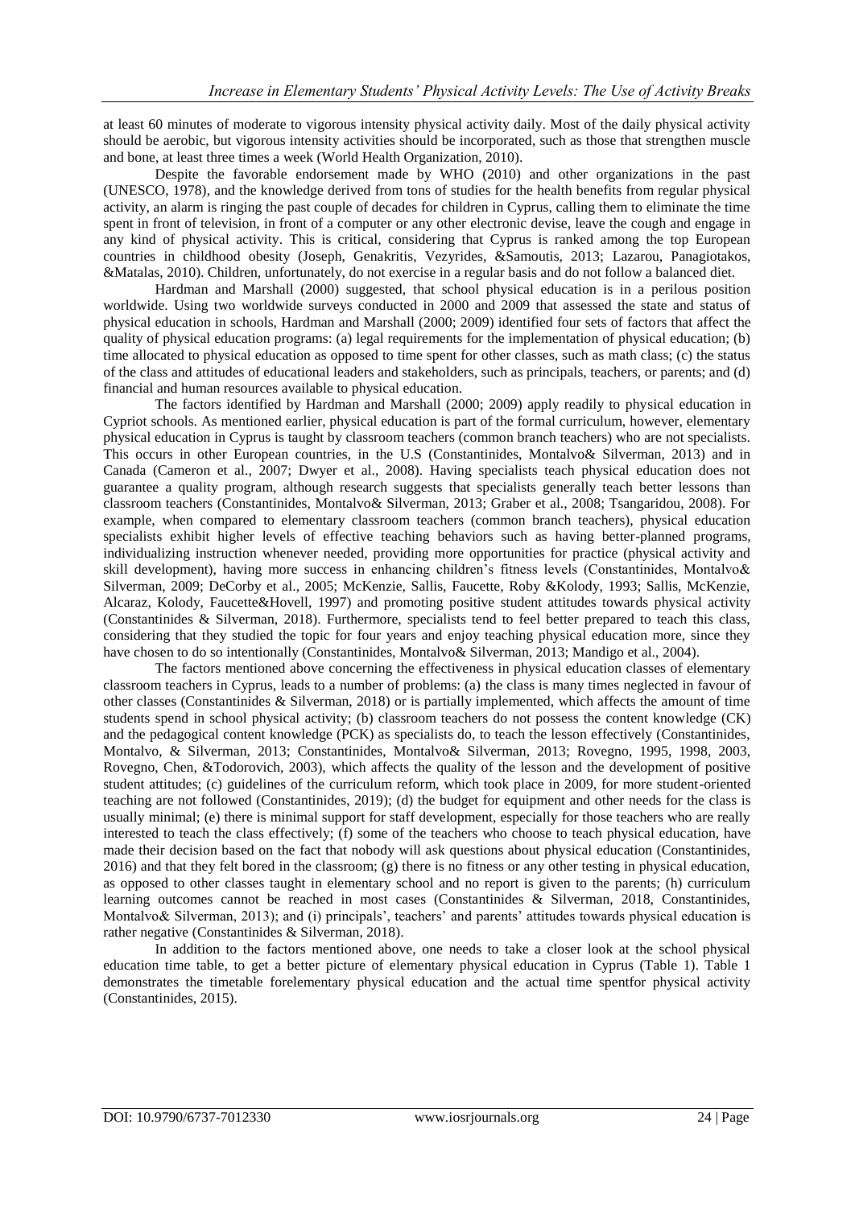at least 60 minutes of moderate to vigorous intensity physical activity daily. Most of the daily physical activity should be aerobic, but vigorous intensity activities should be incorporated, such as those that strengthen muscle and bone, at least three times a week (World Health Organization, 2010).

Despite the favorable endorsement made by WHO (2010) and other organizations in the past (UNESCO, 1978), and the knowledge derived from tons of studies for the health benefits from regular physical activity, an alarm is ringing the past couple of decades for children in Cyprus, calling them to eliminate the time spent in front of television, in front of a computer or any other electronic devise, leave the cough and engage in any kind of physical activity. This is critical, considering that Cyprus is ranked among the top European countries in childhood obesity (Joseph, Genakritis, Vezyrides, &Samoutis, 2013; Lazarou, Panagiotakos, &Matalas, 2010). Children, unfortunately, do not exercise in a regular basis and do not follow a balanced diet.

Hardman and Marshall (2000) suggested, that school physical education is in a perilous position worldwide. Using two worldwide surveys conducted in 2000 and 2009 that assessed the state and status of physical education in schools, Hardman and Marshall (2000; 2009) identified four sets of factors that affect the quality of physical education programs: (a) legal requirements for the implementation of physical education; (b) time allocated to physical education as opposed to time spent for other classes, such as math class; (c) the status of the class and attitudes of educational leaders and stakeholders, such as principals, teachers, or parents; and (d) financial and human resources available to physical education.

The factors identified by Hardman and Marshall (2000; 2009) apply readily to physical education in Cypriot schools. As mentioned earlier, physical education is part of the formal curriculum, however, elementary physical education in Cyprus is taught by classroom teachers (common branch teachers) who are not specialists. This occurs in other European countries, in the U.S (Constantinides, Montalvo& Silverman, 2013) and in Canada (Cameron et al., 2007; Dwyer et al., 2008). Having specialists teach physical education does not guarantee a quality program, although research suggests that specialists generally teach better lessons than classroom teachers (Constantinides, Montalvo& Silverman, 2013; Graber et al., 2008; Tsangaridou, 2008). For example, when compared to elementary classroom teachers (common branch teachers), physical education specialists exhibit higher levels of effective teaching behaviors such as having better-planned programs, individualizing instruction whenever needed, providing more opportunities for practice (physical activity and skill development), having more success in enhancing children's fitness levels (Constantinides, Montalvo& Silverman, 2009; DeCorby et al., 2005; McKenzie, Sallis, Faucette, Roby &Kolody, 1993; Sallis, McKenzie, Alcaraz, Kolody, Faucette&Hovell, 1997) and promoting positive student attitudes towards physical activity (Constantinides & Silverman, 2018). Furthermore, specialists tend to feel better prepared to teach this class, considering that they studied the topic for four years and enjoy teaching physical education more, since they have chosen to do so intentionally (Constantinides, Montalvo& Silverman, 2013; Mandigo et al., 2004).

The factors mentioned above concerning the effectiveness in physical education classes of elementary classroom teachers in Cyprus, leads to a number of problems: (a) the class is many times neglected in favour of other classes (Constantinides & Silverman, 2018) or is partially implemented, which affects the amount of time students spend in school physical activity; (b) classroom teachers do not possess the content knowledge (CK) and the pedagogical content knowledge (PCK) as specialists do, to teach the lesson effectively (Constantinides, Montalvo, & Silverman, 2013; Constantinides, Montalvo& Silverman, 2013; Rovegno, 1995, 1998, 2003, Rovegno, Chen, &Todorovich, 2003), which affects the quality of the lesson and the development of positive student attitudes; (c) guidelines of the curriculum reform, which took place in 2009, for more student-oriented teaching are not followed (Constantinides, 2019); (d) the budget for equipment and other needs for the class is usually minimal; (e) there is minimal support for staff development, especially for those teachers who are really interested to teach the class effectively; (f) some of the teachers who choose to teach physical education, have made their decision based on the fact that nobody will ask questions about physical education (Constantinides, 2016) and that they felt bored in the classroom; (g) there is no fitness or any other testing in physical education, as opposed to other classes taught in elementary school and no report is given to the parents; (h) curriculum learning outcomes cannot be reached in most cases (Constantinides & Silverman, 2018, Constantinides, Montalvo& Silverman, 2013); and (i) principals', teachers' and parents' attitudes towards physical education is rather negative (Constantinides & Silverman, 2018).

In addition to the factors mentioned above, one needs to take a closer look at the school physical education time table, to get a better picture of elementary physical education in Cyprus (Table 1). Table 1 demonstrates the timetable forelementary physical education and the actual time spentfor physical activity (Constantinides, 2015).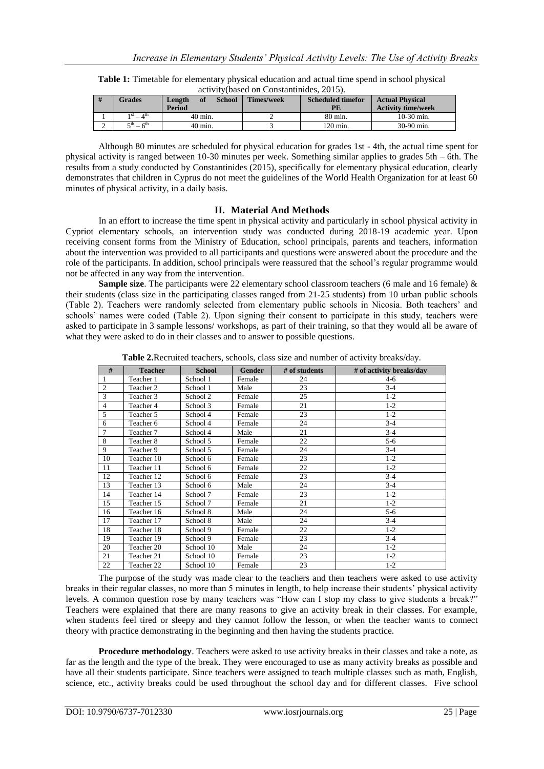**Table 1:** Timetable for elementary physical education and actual time spend in school physical activity(based on Constantinides, 2015).

| # | Grades | Length of School Period | Times/week | Scheduled timefor PE | Actual Physical Activity time/week |
|---|---|---|---|---|---|
| 1 | $1^{st} - 4^{th}$ | 40 min. | 2 | 80 min. | 10-30 min. |
| 2 | $5^{th} - 6^{th}$ | 40 min. | 3 | 120 min. | 30-90 min. |

Although 80 minutes are scheduled for physical education for grades 1st - 4th, the actual time spent for physical activity is ranged between 10-30 minutes per week. Something similar applies to grades 5th – 6th. The results from a study conducted by Constantinides (2015), specifically for elementary physical education, clearly demonstrates that children in Cyprus do not meet the guidelines of the World Health Organization for at least 60 minutes of physical activity, in a daily basis.

## II. Material And Methods

In an effort to increase the time spent in physical activity and particularly in school physical activity in Cypriot elementary schools, an intervention study was conducted during 2018-19 academic year. Upon receiving consent forms from the Ministry of Education, school principals, parents and teachers, information about the intervention was provided to all participants and questions were answered about the procedure and the role of the participants. In addition, school principals were reassured that the school's regular programme would not be affected in any way from the intervention.

**Sample size**. The participants were 22 elementary school classroom teachers (6 male and 16 female) & their students (class size in the participating classes ranged from 21-25 students) from 10 urban public schools (Table 2). Teachers were randomly selected from elementary public schools in Nicosia. Both teachers' and schools' names were coded (Table 2). Upon signing their consent to participate in this study, teachers were asked to participate in 3 sample lessons/ workshops, as part of their training, so that they would all be aware of what they were asked to do in their classes and to answer to possible questions.

**Table 2.**Recruited teachers, schools, class size and number of activity breaks/day.

| # | Teacher | School | Gender | # of students | # of activity breaks/day |
|---|---|---|---|---|---|
| 1 | Teacher 1 | School 1 | Female | 24 | 4-6 |
| 2 | Teacher 2 | School 1 | Male | 23 | 3-4 |
| 3 | Teacher 3 | School 2 | Female | 25 | 1-2 |
| 4 | Teacher 4 | School 3 | Female | 21 | 1-2 |
| 5 | Teacher 5 | School 4 | Female | 23 | 1-2 |
| 6 | Teacher 6 | School 4 | Female | 24 | 3-4 |
| 7 | Teacher 7 | School 4 | Male | 21 | 3-4 |
| 8 | Teacher 8 | School 5 | Female | 22 | 5-6 |
| 9 | Teacher 9 | School 5 | Female | 24 | 3-4 |
| 10 | Teacher 10 | School 6 | Female | 23 | 1-2 |
| 11 | Teacher 11 | School 6 | Female | 22 | 1-2 |
| 12 | Teacher 12 | School 6 | Female | 23 | 3-4 |
| 13 | Teacher 13 | School 6 | Male | 24 | 3-4 |
| 14 | Teacher 14 | School 7 | Female | 23 | 1-2 |
| 15 | Teacher 15 | School 7 | Female | 21 | 1-2 |
| 16 | Teacher 16 | School 8 | Male | 24 | 5-6 |
| 17 | Teacher 17 | School 8 | Male | 24 | 3-4 |
| 18 | Teacher 18 | School 9 | Female | 22 | 1-2 |
| 19 | Teacher 19 | School 9 | Female | 23 | 3-4 |
| 20 | Teacher 20 | School 10 | Male | 24 | 1-2 |
| 21 | Teacher 21 | School 10 | Female | 23 | 1-2 |
| 22 | Teacher 22 | School 10 | Female | 23 | 1-2 |

The purpose of the study was made clear to the teachers and then teachers were asked to use activity breaks in their regular classes, no more than 5 minutes in length, to help increase their students' physical activity levels. A common question rose by many teachers was "How can I stop my class to give students a break?" Teachers were explained that there are many reasons to give an activity break in their classes. For example, when students feel tired or sleepy and they cannot follow the lesson, or when the teacher wants to connect theory with practice demonstrating in the beginning and then having the students practice.

**Procedure methodology**. Teachers were asked to use activity breaks in their classes and take a note, as far as the length and the type of the break. They were encouraged to use as many activity breaks as possible and have all their students participate. Since teachers were assigned to teach multiple classes such as math, English, science, etc., activity breaks could be used throughout the school day and for different classes. Five school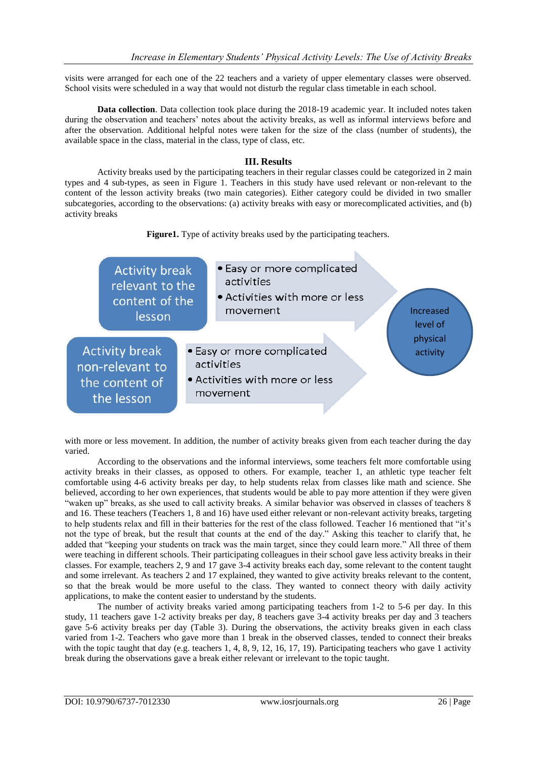visits were arranged for each one of the 22 teachers and a variety of upper elementary classes were observed. School visits were scheduled in a way that would not disturb the regular class timetable in each school.

**Data collection**. Data collection took place during the 2018-19 academic year. It included notes taken during the observation and teachers' notes about the activity breaks, as well as informal interviews before and after the observation. Additional helpful notes were taken for the size of the class (number of students), the available space in the class, material in the class, type of class, etc.

## III. Results

Activity breaks used by the participating teachers in their regular classes could be categorized in 2 main types and 4 sub-types, as seen in Figure 1. Teachers in this study have used relevant or non-relevant to the content of the lesson activity breaks (two main categories). Either category could be divided in two smaller subcategories, according to the observations: (a) activity breaks with easy or morecomplicated activities, and (b) activity breaks

**Figure1.** Type of activity breaks used by the participating teachers.

Activity break relevant to the content of the lesson
- Easy or more complicated activities
- Activities with more or less movement

Activity break non-relevant to the content of the lesson
- Easy or more complicated activities
- Activities with more or less movement

Increased level of physical activity

with more or less movement. In addition, the number of activity breaks given from each teacher during the day varied.

According to the observations and the informal interviews, some teachers felt more comfortable using activity breaks in their classes, as opposed to others. For example, teacher 1, an athletic type teacher felt comfortable using 4-6 activity breaks per day, to help students relax from classes like math and science. She believed, according to her own experiences, that students would be able to pay more attention if they were given "waken up" breaks, as she used to call activity breaks. A similar behavior was observed in classes of teachers 8 and 16. These teachers (Teachers 1, 8 and 16) have used either relevant or non-relevant activity breaks, targeting to help students relax and fill in their batteries for the rest of the class followed. Teacher 16 mentioned that "it's not the type of break, but the result that counts at the end of the day." Asking this teacher to clarify that, he added that "keeping your students on track was the main target, since they could learn more." All three of them were teaching in different schools. Their participating colleagues in their school gave less activity breaks in their classes. For example, teachers 2, 9 and 17 gave 3-4 activity breaks each day, some relevant to the content taught and some irrelevant. As teachers 2 and 17 explained, they wanted to give activity breaks relevant to the content, so that the break would be more useful to the class. They wanted to connect theory with daily activity applications, to make the content easier to understand by the students.

The number of activity breaks varied among participating teachers from 1-2 to 5-6 per day. In this study, 11 teachers gave 1-2 activity breaks per day, 8 teachers gave 3-4 activity breaks per day and 3 teachers gave 5-6 activity breaks per day (Table 3). During the observations, the activity breaks given in each class varied from 1-2. Teachers who gave more than 1 break in the observed classes, tended to connect their breaks with the topic taught that day (e.g. teachers 1, 4, 8, 9, 12, 16, 17, 19). Participating teachers who gave 1 activity break during the observations gave a break either relevant or irrelevant to the topic taught.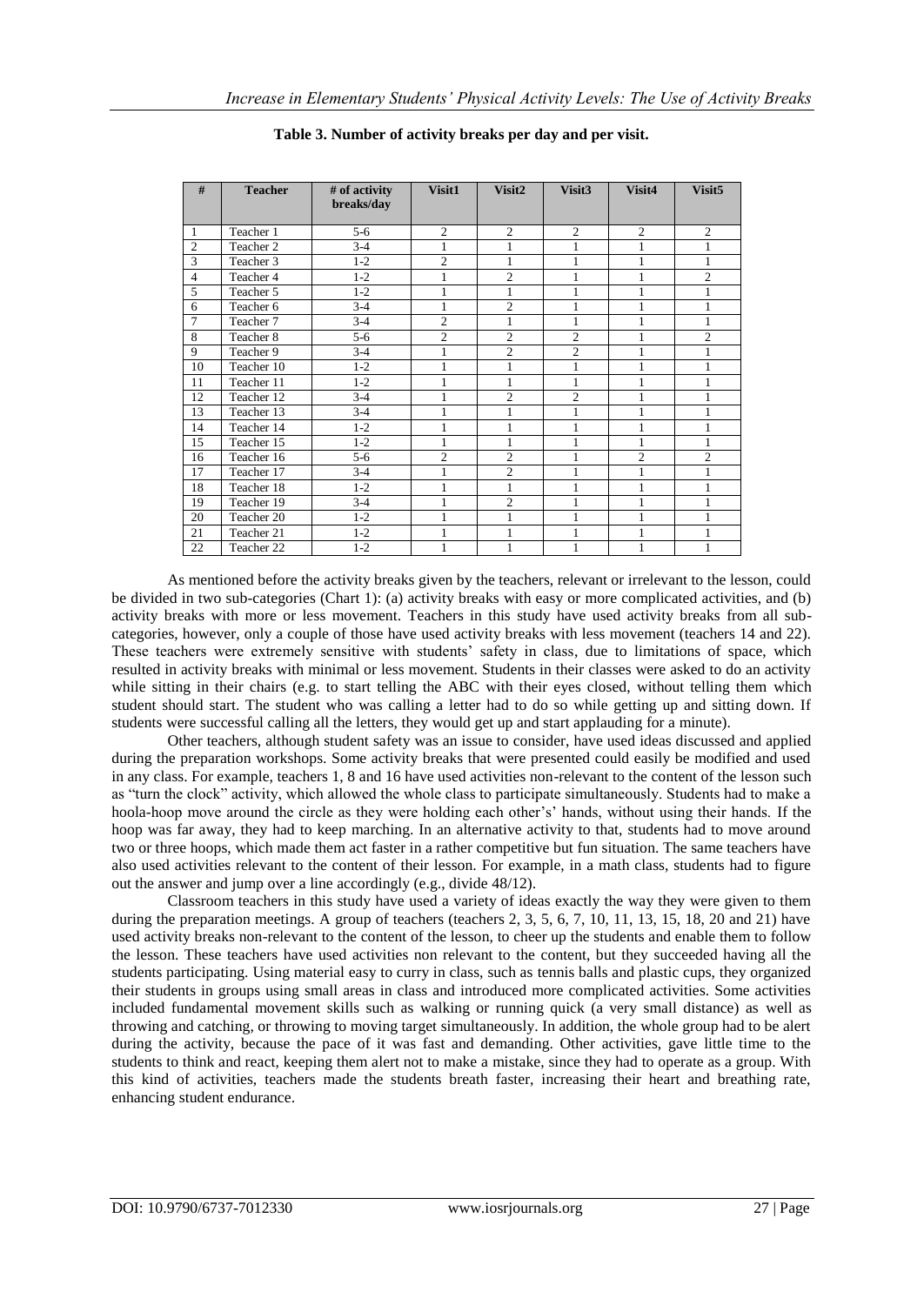**Table 3. Number of activity breaks per day and per visit.**

| # | Teacher | # of activity breaks/day | Visit1 | Visit2 | Visit3 | Visit4 | Visit5 |
|---|---|---|---|---|---|---|---|
| 1 | Teacher 1 | 5-6 | 2 | 2 | 2 | 2 | 2 |
| 2 | Teacher 2 | 3-4 | 1 | 1 | 1 | 1 | 1 |
| 3 | Teacher 3 | 1-2 | 2 | 1 | 1 | 1 | 1 |
| 4 | Teacher 4 | 1-2 | 1 | 2 | 1 | 1 | 2 |
| 5 | Teacher 5 | 1-2 | 1 | 1 | 1 | 1 | 1 |
| 6 | Teacher 6 | 3-4 | 1 | 2 | 1 | 1 | 1 |
| 7 | Teacher 7 | 3-4 | 2 | 1 | 1 | 1 | 1 |
| 8 | Teacher 8 | 5-6 | 2 | 2 | 2 | 1 | 2 |
| 9 | Teacher 9 | 3-4 | 1 | 2 | 2 | 1 | 1 |
| 10 | Teacher 10 | 1-2 | 1 | 1 | 1 | 1 | 1 |
| 11 | Teacher 11 | 1-2 | 1 | 1 | 1 | 1 | 1 |
| 12 | Teacher 12 | 3-4 | 1 | 2 | 2 | 1 | 1 |
| 13 | Teacher 13 | 3-4 | 1 | 1 | 1 | 1 | 1 |
| 14 | Teacher 14 | 1-2 | 1 | 1 | 1 | 1 | 1 |
| 15 | Teacher 15 | 1-2 | 1 | 1 | 1 | 1 | 1 |
| 16 | Teacher 16 | 5-6 | 2 | 2 | 1 | 2 | 2 |
| 17 | Teacher 17 | 3-4 | 1 | 2 | 1 | 1 | 1 |
| 18 | Teacher 18 | 1-2 | 1 | 1 | 1 | 1 | 1 |
| 19 | Teacher 19 | 3-4 | 1 | 2 | 1 | 1 | 1 |
| 20 | Teacher 20 | 1-2 | 1 | 1 | 1 | 1 | 1 |
| 21 | Teacher 21 | 1-2 | 1 | 1 | 1 | 1 | 1 |
| 22 | Teacher 22 | 1-2 | 1 | 1 | 1 | 1 | 1 |

As mentioned before the activity breaks given by the teachers, relevant or irrelevant to the lesson, could be divided in two sub-categories (Chart 1): (a) activity breaks with easy or more complicated activities, and (b) activity breaks with more or less movement. Teachers in this study have used activity breaks from all sub-categories, however, only a couple of those have used activity breaks with less movement (teachers 14 and 22). These teachers were extremely sensitive with students' safety in class, due to limitations of space, which resulted in activity breaks with minimal or less movement. Students in their classes were asked to do an activity while sitting in their chairs (e.g. to start telling the ABC with their eyes closed, without telling them which student should start. The student who was calling a letter had to do so while getting up and sitting down. If students were successful calling all the letters, they would get up and start applauding for a minute).

Other teachers, although student safety was an issue to consider, have used ideas discussed and applied during the preparation workshops. Some activity breaks that were presented could easily be modified and used in any class. For example, teachers 1, 8 and 16 have used activities non-relevant to the content of the lesson such as "turn the clock" activity, which allowed the whole class to participate simultaneously. Students had to make a hoola-hoop move around the circle as they were holding each other's' hands, without using their hands. If the hoop was far away, they had to keep marching. In an alternative activity to that, students had to move around two or three hoops, which made them act faster in a rather competitive but fun situation. The same teachers have also used activities relevant to the content of their lesson. For example, in a math class, students had to figure out the answer and jump over a line accordingly (e.g., divide 48/12).

Classroom teachers in this study have used a variety of ideas exactly the way they were given to them during the preparation meetings. A group of teachers (teachers 2, 3, 5, 6, 7, 10, 11, 13, 15, 18, 20 and 21) have used activity breaks non-relevant to the content of the lesson, to cheer up the students and enable them to follow the lesson. These teachers have used activities non relevant to the content, but they succeeded having all the students participating. Using material easy to curry in class, such as tennis balls and plastic cups, they organized their students in groups using small areas in class and introduced more complicated activities. Some activities included fundamental movement skills such as walking or running quick (a very small distance) as well as throwing and catching, or throwing to moving target simultaneously. In addition, the whole group had to be alert during the activity, because the pace of it was fast and demanding. Other activities, gave little time to the students to think and react, keeping them alert not to make a mistake, since they had to operate as a group. With this kind of activities, teachers made the students breath faster, increasing their heart and breathing rate, enhancing student endurance.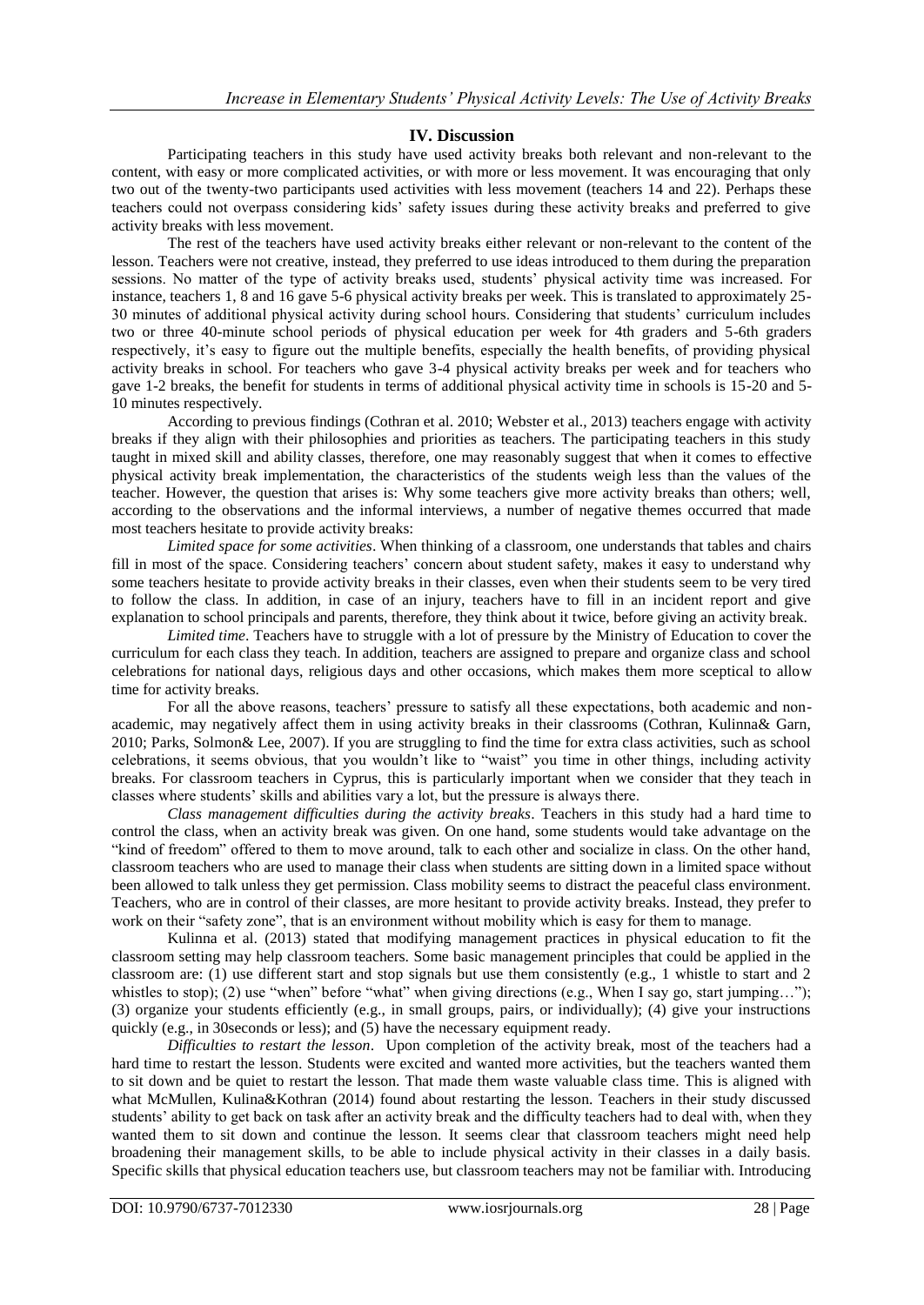## IV. Discussion

Participating teachers in this study have used activity breaks both relevant and non-relevant to the content, with easy or more complicated activities, or with more or less movement. It was encouraging that only two out of the twenty-two participants used activities with less movement (teachers 14 and 22). Perhaps these teachers could not overpass considering kids' safety issues during these activity breaks and preferred to give activity breaks with less movement.

The rest of the teachers have used activity breaks either relevant or non-relevant to the content of the lesson. Teachers were not creative, instead, they preferred to use ideas introduced to them during the preparation sessions. No matter of the type of activity breaks used, students' physical activity time was increased. For instance, teachers 1, 8 and 16 gave 5-6 physical activity breaks per week. This is translated to approximately 25-30 minutes of additional physical activity during school hours. Considering that students' curriculum includes two or three 40-minute school periods of physical education per week for 4th graders and 5-6th graders respectively, it's easy to figure out the multiple benefits, especially the health benefits, of providing physical activity breaks in school. For teachers who gave 3-4 physical activity breaks per week and for teachers who gave 1-2 breaks, the benefit for students in terms of additional physical activity time in schools is 15-20 and 5-10 minutes respectively.

According to previous findings (Cothran et al. 2010; Webster et al., 2013) teachers engage with activity breaks if they align with their philosophies and priorities as teachers. The participating teachers in this study taught in mixed skill and ability classes, therefore, one may reasonably suggest that when it comes to effective physical activity break implementation, the characteristics of the students weigh less than the values of the teacher. However, the question that arises is: Why some teachers give more activity breaks than others; well, according to the observations and the informal interviews, a number of negative themes occurred that made most teachers hesitate to provide activity breaks:

*Limited space for some activities*. When thinking of a classroom, one understands that tables and chairs fill in most of the space. Considering teachers' concern about student safety, makes it easy to understand why some teachers hesitate to provide activity breaks in their classes, even when their students seem to be very tired to follow the class. In addition, in case of an injury, teachers have to fill in an incident report and give explanation to school principals and parents, therefore, they think about it twice, before giving an activity break.

*Limited time*. Teachers have to struggle with a lot of pressure by the Ministry of Education to cover the curriculum for each class they teach. In addition, teachers are assigned to prepare and organize class and school celebrations for national days, religious days and other occasions, which makes them more sceptical to allow time for activity breaks.

For all the above reasons, teachers' pressure to satisfy all these expectations, both academic and non-academic, may negatively affect them in using activity breaks in their classrooms (Cothran, Kulinna& Garn, 2010; Parks, Solmon& Lee, 2007). If you are struggling to find the time for extra class activities, such as school celebrations, it seems obvious, that you wouldn't like to "waist" you time in other things, including activity breaks. For classroom teachers in Cyprus, this is particularly important when we consider that they teach in classes where students' skills and abilities vary a lot, but the pressure is always there.

*Class management difficulties during the activity breaks*. Teachers in this study had a hard time to control the class, when an activity break was given. On one hand, some students would take advantage on the "kind of freedom" offered to them to move around, talk to each other and socialize in class. On the other hand, classroom teachers who are used to manage their class when students are sitting down in a limited space without been allowed to talk unless they get permission. Class mobility seems to distract the peaceful class environment. Teachers, who are in control of their classes, are more hesitant to provide activity breaks. Instead, they prefer to work on their "safety zone", that is an environment without mobility which is easy for them to manage.

Kulinna et al. (2013) stated that modifying management practices in physical education to fit the classroom setting may help classroom teachers. Some basic management principles that could be applied in the classroom are: (1) use different start and stop signals but use them consistently (e.g., 1 whistle to start and 2 whistles to stop); (2) use "when" before "what" when giving directions (e.g., When I say go, start jumping…"); (3) organize your students efficiently (e.g., in small groups, pairs, or individually); (4) give your instructions quickly (e.g., in 30seconds or less); and (5) have the necessary equipment ready.

*Difficulties to restart the lesson*. Upon completion of the activity break, most of the teachers had a hard time to restart the lesson. Students were excited and wanted more activities, but the teachers wanted them to sit down and be quiet to restart the lesson. That made them waste valuable class time. This is aligned with what McMullen, Kulina&Kothran (2014) found about restarting the lesson. Teachers in their study discussed students' ability to get back on task after an activity break and the difficulty teachers had to deal with, when they wanted them to sit down and continue the lesson. It seems clear that classroom teachers might need help broadening their management skills, to be able to include physical activity in their classes in a daily basis. Specific skills that physical education teachers use, but classroom teachers may not be familiar with. Introducing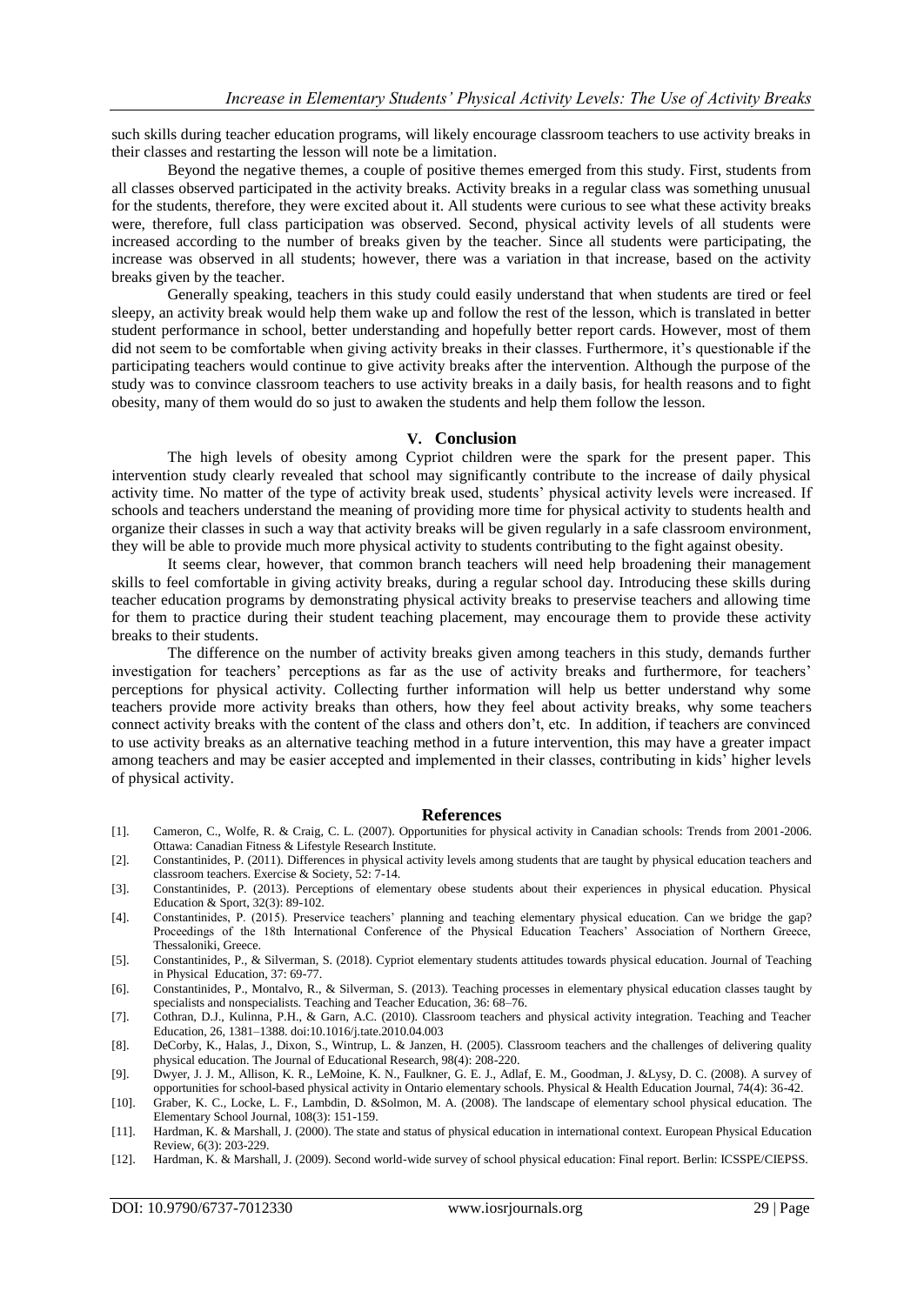such skills during teacher education programs, will likely encourage classroom teachers to use activity breaks in their classes and restarting the lesson will note be a limitation.

Beyond the negative themes, a couple of positive themes emerged from this study. First, students from all classes observed participated in the activity breaks. Activity breaks in a regular class was something unusual for the students, therefore, they were excited about it. All students were curious to see what these activity breaks were, therefore, full class participation was observed. Second, physical activity levels of all students were increased according to the number of breaks given by the teacher. Since all students were participating, the increase was observed in all students; however, there was a variation in that increase, based on the activity breaks given by the teacher.

Generally speaking, teachers in this study could easily understand that when students are tired or feel sleepy, an activity break would help them wake up and follow the rest of the lesson, which is translated in better student performance in school, better understanding and hopefully better report cards. However, most of them did not seem to be comfortable when giving activity breaks in their classes. Furthermore, it's questionable if the participating teachers would continue to give activity breaks after the intervention. Although the purpose of the study was to convince classroom teachers to use activity breaks in a daily basis, for health reasons and to fight obesity, many of them would do so just to awaken the students and help them follow the lesson.

## V. Conclusion

The high levels of obesity among Cypriot children were the spark for the present paper. This intervention study clearly revealed that school may significantly contribute to the increase of daily physical activity time. No matter of the type of activity break used, students' physical activity levels were increased. If schools and teachers understand the meaning of providing more time for physical activity to students health and organize their classes in such a way that activity breaks will be given regularly in a safe classroom environment, they will be able to provide much more physical activity to students contributing to the fight against obesity.

It seems clear, however, that common branch teachers will need help broadening their management skills to feel comfortable in giving activity breaks, during a regular school day. Introducing these skills during teacher education programs by demonstrating physical activity breaks to preservise teachers and allowing time for them to practice during their student teaching placement, may encourage them to provide these activity breaks to their students.

The difference on the number of activity breaks given among teachers in this study, demands further investigation for teachers' perceptions as far as the use of activity breaks and furthermore, for teachers' perceptions for physical activity. Collecting further information will help us better understand why some teachers provide more activity breaks than others, how they feel about activity breaks, why some teachers connect activity breaks with the content of the class and others don't, etc. In addition, if teachers are convinced to use activity breaks as an alternative teaching method in a future intervention, this may have a greater impact among teachers and may be easier accepted and implemented in their classes, contributing in kids' higher levels of physical activity.

## References

[1]. Cameron, C., Wolfe, R. & Craig, C. L. (2007). Opportunities for physical activity in Canadian schools: Trends from 2001-2006. Ottawa: Canadian Fitness & Lifestyle Research Institute.

[2]. Constantinides, P. (2011). Differences in physical activity levels among students that are taught by physical education teachers and classroom teachers. Exercise & Society, 52: 7-14.

[3]. Constantinides, P. (2013). Perceptions of elementary obese students about their experiences in physical education. Physical Education & Sport, 32(3): 89-102.

[4]. Constantinides, P. (2015). Preservice teachers' planning and teaching elementary physical education. Can we bridge the gap? Proceedings of the 18th International Conference of the Physical Education Teachers' Association of Northern Greece, Thessaloniki, Greece.

[5]. Constantinides, P., & Silverman, S. (2018). Cypriot elementary students attitudes towards physical education. Journal of Teaching in Physical Education, 37: 69-77.

[6]. Constantinides, P., Montalvo, R., & Silverman, S. (2013). Teaching processes in elementary physical education classes taught by specialists and nonspecialists. Teaching and Teacher Education, 36: 68–76.

[7]. Cothran, D.J., Kulinna, P.H., & Garn, A.C. (2010). Classroom teachers and physical activity integration. Teaching and Teacher Education, 26, 1381–1388. doi:10.1016/j.tate.2010.04.003

[8]. DeCorby, K., Halas, J., Dixon, S., Wintrup, L. & Janzen, H. (2005). Classroom teachers and the challenges of delivering quality physical education. The Journal of Educational Research, 98(4): 208-220.

[9]. Dwyer, J. J. M., Allison, K. R., LeMoine, K. N., Faulkner, G. E. J., Adlaf, E. M., Goodman, J. &Lysy, D. C. (2008). A survey of opportunities for school-based physical activity in Ontario elementary schools. Physical & Health Education Journal, 74(4): 36-42.

[10]. Graber, K. C., Locke, L. F., Lambdin, D. &Solmon, M. A. (2008). The landscape of elementary school physical education. The Elementary School Journal, 108(3): 151-159.

[11]. Hardman, K. & Marshall, J. (2000). The state and status of physical education in international context. European Physical Education Review, 6(3): 203-229.

[12]. Hardman, K. & Marshall, J. (2009). Second world-wide survey of school physical education: Final report. Berlin: ICSSPE/CIEPSS.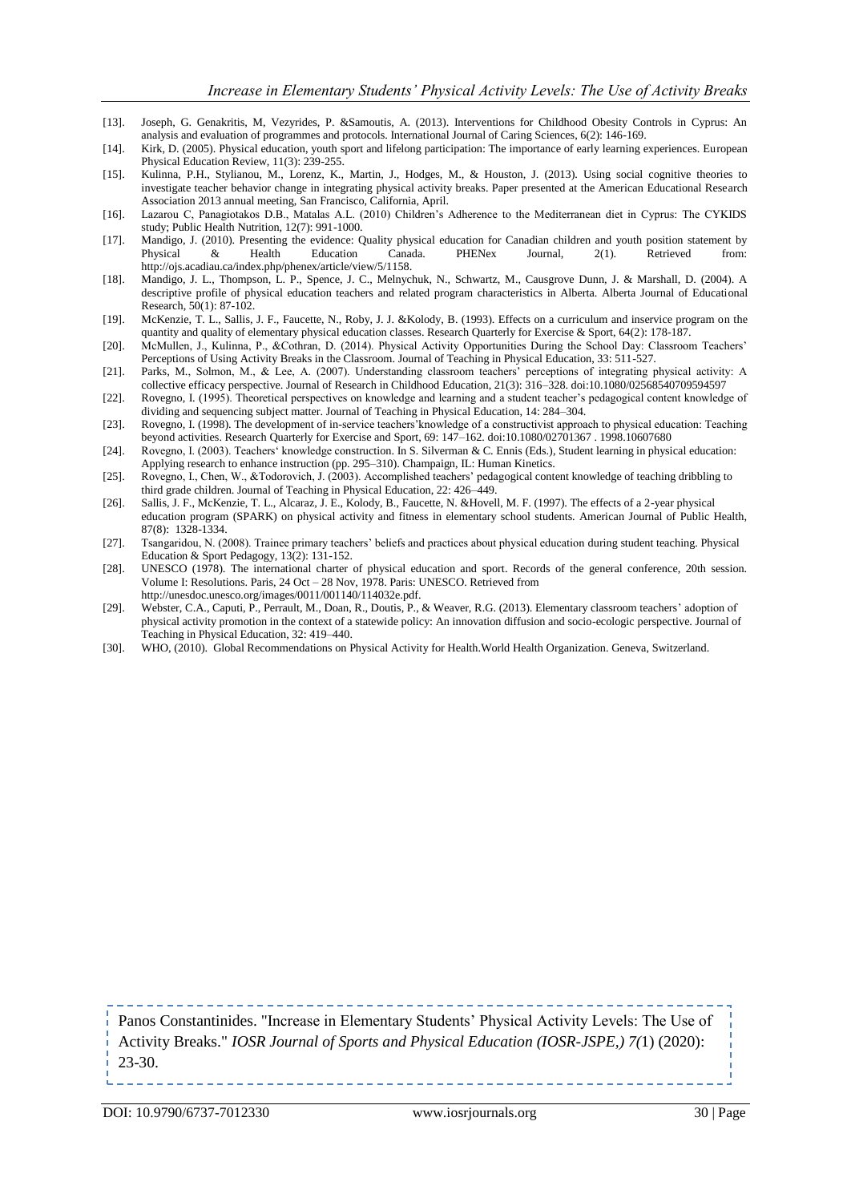[13]. Joseph, G. Genakritis, M, Vezyrides, P. &Samoutis, A. (2013). Interventions for Childhood Obesity Controls in Cyprus: An analysis and evaluation of programmes and protocols. International Journal of Caring Sciences, 6(2): 146-169.

[14]. Kirk, D. (2005). Physical education, youth sport and lifelong participation: The importance of early learning experiences. European Physical Education Review, 11(3): 239-255.

[15]. Kulinna, P.H., Stylianou, M., Lorenz, K., Martin, J., Hodges, M., & Houston, J. (2013). Using social cognitive theories to investigate teacher behavior change in integrating physical activity breaks. Paper presented at the American Educational Research Association 2013 annual meeting, San Francisco, California, April.

[16]. Lazarou C, Panagiotakos D.B., Matalas A.L. (2010) Children's Adherence to the Mediterranean diet in Cyprus: The CYKIDS study; Public Health Nutrition, 12(7): 991-1000.

[17]. Mandigo, J. (2010). Presenting the evidence: Quality physical education for Canadian children and youth position statement by Physical & Health Education Canada. PHENex Journal, 2(1). Retrieved from: http://ojs.acadiau.ca/index.php/phenex/article/view/5/1158.

[18]. Mandigo, J. L., Thompson, L. P., Spence, J. C., Melnychuk, N., Schwartz, M., Causgrove Dunn, J. & Marshall, D. (2004). A descriptive profile of physical education teachers and related program characteristics in Alberta. Alberta Journal of Educational Research, 50(1): 87-102.

[19]. McKenzie, T. L., Sallis, J. F., Faucette, N., Roby, J. J. &Kolody, B. (1993). Effects on a curriculum and inservice program on the quantity and quality of elementary physical education classes. Research Quarterly for Exercise & Sport, 64(2): 178-187.

[20]. McMullen, J., Kulinna, P., &Cothran, D. (2014). Physical Activity Opportunities During the School Day: Classroom Teachers' Perceptions of Using Activity Breaks in the Classroom. Journal of Teaching in Physical Education, 33: 511-527.

[21]. Parks, M., Solmon, M., & Lee, A. (2007). Understanding classroom teachers' perceptions of integrating physical activity: A collective efficacy perspective. Journal of Research in Childhood Education, 21(3): 316–328. doi:10.1080/02568540709594597

[22]. Rovegno, I. (1995). Theoretical perspectives on knowledge and learning and a student teacher's pedagogical content knowledge of dividing and sequencing subject matter. Journal of Teaching in Physical Education, 14: 284–304.

[23]. Rovegno, I. (1998). The development of in-service teachers'knowledge of a constructivist approach to physical education: Teaching beyond activities. Research Quarterly for Exercise and Sport, 69: 147–162. doi:10.1080/02701367 . 1998.10607680

[24]. Rovegno, I. (2003). Teachers' knowledge construction. In S. Silverman & C. Ennis (Eds.), Student learning in physical education: Applying research to enhance instruction (pp. 295–310). Champaign, IL: Human Kinetics.

[25]. Rovegno, I., Chen, W., &Todorovich, J. (2003). Accomplished teachers' pedagogical content knowledge of teaching dribbling to third grade children. Journal of Teaching in Physical Education, 22: 426–449.

[26]. Sallis, J. F., McKenzie, T. L., Alcaraz, J. E., Kolody, B., Faucette, N. &Hovell, M. F. (1997). The effects of a 2-year physical education program (SPARK) on physical activity and fitness in elementary school students. American Journal of Public Health, 87(8): 1328-1334.

[27]. Tsangaridou, N. (2008). Trainee primary teachers' beliefs and practices about physical education during student teaching. Physical Education & Sport Pedagogy, 13(2): 131-152.

[28]. UNESCO (1978). The international charter of physical education and sport. Records of the general conference, 20th session. Volume I: Resolutions. Paris, 24 Oct – 28 Nov, 1978. Paris: UNESCO. Retrieved from http://unesdoc.unesco.org/images/0011/001140/114032e.pdf.

[29]. Webster, C.A., Caputi, P., Perrault, M., Doan, R., Doutis, P., & Weaver, R.G. (2013). Elementary classroom teachers' adoption of physical activity promotion in the context of a statewide policy: An innovation diffusion and socio-ecologic perspective. Journal of Teaching in Physical Education, 32: 419–440.

[30]. WHO, (2010). Global Recommendations on Physical Activity for Health.World Health Organization. Geneva, Switzerland.

Panos Constantinides. "Increase in Elementary Students' Physical Activity Levels: The Use of Activity Breaks." *IOSR Journal of Sports and Physical Education (IOSR-JSPE,) 7(*1) (2020): 23-30.